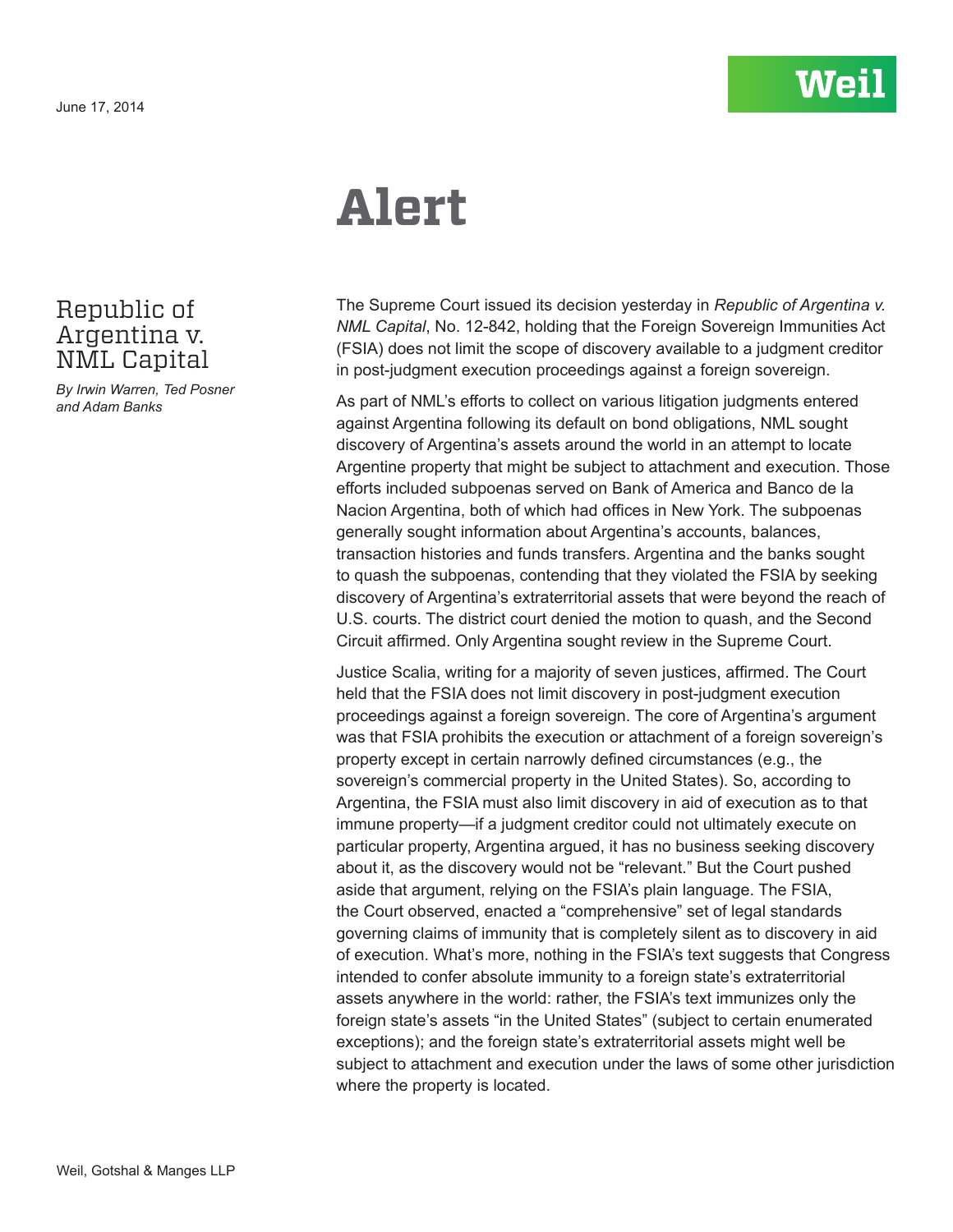June 17, 2014

Weil

# Alert

## Republic of Argentina v. NML Capital

*By Irwin Warren, Ted Posner and Adam Banks*

The Supreme Court issued its decision yesterday in *Republic of Argentina v. NML Capital*, No. 12-842, holding that the Foreign Sovereign Immunities Act (FSIA) does not limit the scope of discovery available to a judgment creditor in post-judgment execution proceedings against a foreign sovereign.

As part of NML's efforts to collect on various litigation judgments entered against Argentina following its default on bond obligations, NML sought discovery of Argentina's assets around the world in an attempt to locate Argentine property that might be subject to attachment and execution. Those efforts included subpoenas served on Bank of America and Banco de la Nacion Argentina, both of which had offices in New York. The subpoenas generally sought information about Argentina's accounts, balances, transaction histories and funds transfers. Argentina and the banks sought to quash the subpoenas, contending that they violated the FSIA by seeking discovery of Argentina's extraterritorial assets that were beyond the reach of U.S. courts. The district court denied the motion to quash, and the Second Circuit affirmed. Only Argentina sought review in the Supreme Court.

Justice Scalia, writing for a majority of seven justices, affirmed. The Court held that the FSIA does not limit discovery in post-judgment execution proceedings against a foreign sovereign. The core of Argentina's argument was that FSIA prohibits the execution or attachment of a foreign sovereign's property except in certain narrowly defined circumstances (e.g., the sovereign's commercial property in the United States). So, according to Argentina, the FSIA must also limit discovery in aid of execution as to that immune property—if a judgment creditor could not ultimately execute on particular property, Argentina argued, it has no business seeking discovery about it, as the discovery would not be "relevant." But the Court pushed aside that argument, relying on the FSIA's plain language. The FSIA, the Court observed, enacted a "comprehensive" set of legal standards governing claims of immunity that is completely silent as to discovery in aid of execution. What's more, nothing in the FSIA's text suggests that Congress intended to confer absolute immunity to a foreign state's extraterritorial assets anywhere in the world: rather, the FSIA's text immunizes only the foreign state's assets "in the United States" (subject to certain enumerated exceptions); and the foreign state's extraterritorial assets might well be subject to attachment and execution under the laws of some other jurisdiction where the property is located.

Weil, Gotshal & Manges LLP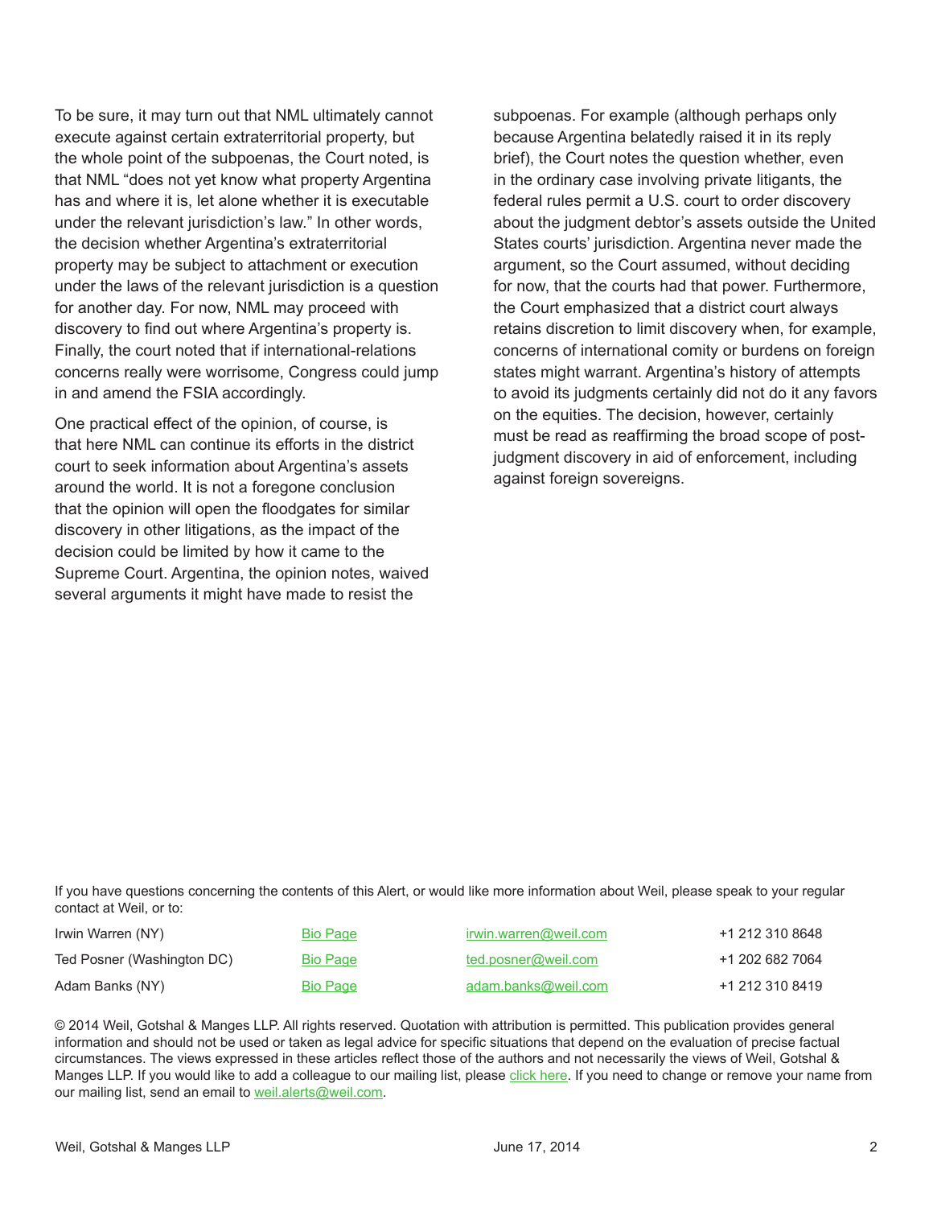To be sure, it may turn out that NML ultimately cannot execute against certain extraterritorial property, but the whole point of the subpoenas, the Court noted, is that NML "does not yet know what property Argentina has and where it is, let alone whether it is executable under the relevant jurisdiction's law." In other words, the decision whether Argentina's extraterritorial property may be subject to attachment or execution under the laws of the relevant jurisdiction is a question for another day. For now, NML may proceed with discovery to find out where Argentina's property is. Finally, the court noted that if international-relations concerns really were worrisome, Congress could jump in and amend the FSIA accordingly.

One practical effect of the opinion, of course, is that here NML can continue its efforts in the district court to seek information about Argentina's assets around the world. It is not a foregone conclusion that the opinion will open the floodgates for similar discovery in other litigations, as the impact of the decision could be limited by how it came to the Supreme Court. Argentina, the opinion notes, waived several arguments it might have made to resist the subpoenas. For example (although perhaps only because Argentina belatedly raised it in its reply brief), the Court notes the question whether, even in the ordinary case involving private litigants, the federal rules permit a U.S. court to order discovery about the judgment debtor's assets outside the United States courts' jurisdiction. Argentina never made the argument, so the Court assumed, without deciding for now, that the courts had that power. Furthermore, the Court emphasized that a district court always retains discretion to limit discovery when, for example, concerns of international comity or burdens on foreign states might warrant. Argentina's history of attempts to avoid its judgments certainly did not do it any favors on the equities. The decision, however, certainly must be read as reaffirming the broad scope of post-judgment discovery in aid of enforcement, including against foreign sovereigns.

If you have questions concerning the contents of this Alert, or would like more information about Weil, please speak to your regular contact at Weil, or to:

| | | | |
|---|---|---|---|
| Irwin Warren (NY) | Bio Page | irwin.warren@weil.com | +1 212 310 8648 |
| Ted Posner (Washington DC) | Bio Page | ted.posner@weil.com | +1 202 682 7064 |
| Adam Banks (NY) | Bio Page | adam.banks@weil.com | +1 212 310 8419 |

© 2014 Weil, Gotshal & Manges LLP. All rights reserved. Quotation with attribution is permitted. This publication provides general information and should not be used or taken as legal advice for specific situations that depend on the evaluation of precise factual circumstances. The views expressed in these articles reflect those of the authors and not necessarily the views of Weil, Gotshal & Manges LLP. If you would like to add a colleague to our mailing list, please click here. If you need to change or remove your name from our mailing list, send an email to weil.alerts@weil.com.